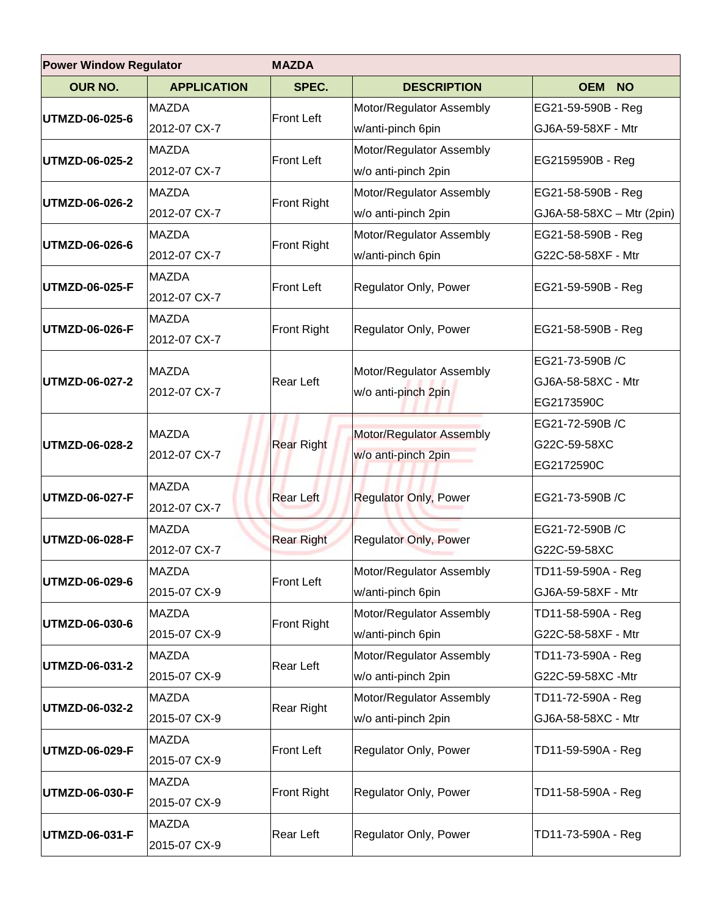| Power Window Regulator | MAZDA | | | |
|---|---|---|---|---|
| **OUR NO.** | **APPLICATION** | **SPEC.** | **DESCRIPTION** | **OEM NO** |
| **UTMZD-06-025-6** | MAZDA 2012-07 CX-7 | Front Left | Motor/Regulator Assembly w/anti-pinch 6pin | EG21-59-590B - Reg GJ6A-59-58XF - Mtr |
| **UTMZD-06-025-2** | MAZDA 2012-07 CX-7 | Front Left | Motor/Regulator Assembly w/o anti-pinch 2pin | EG2159590B - Reg |
| **UTMZD-06-026-2** | MAZDA 2012-07 CX-7 | Front Right | Motor/Regulator Assembly w/o anti-pinch 2pin | EG21-58-590B - Reg GJ6A-58-58XC – Mtr (2pin) |
| **UTMZD-06-026-6** | MAZDA 2012-07 CX-7 | Front Right | Motor/Regulator Assembly w/anti-pinch 6pin | EG21-58-590B - Reg G22C-58-58XF - Mtr |
| **UTMZD-06-025-F** | MAZDA 2012-07 CX-7 | Front Left | Regulator Only, Power | EG21-59-590B - Reg |
| **UTMZD-06-026-F** | MAZDA 2012-07 CX-7 | Front Right | Regulator Only, Power | EG21-58-590B - Reg |
| **UTMZD-06-027-2** | MAZDA 2012-07 CX-7 | Rear Left | Motor/Regulator Assembly w/o anti-pinch 2pin | EG21-73-590B /C GJ6A-58-58XC - Mtr EG2173590C |
| **UTMZD-06-028-2** | MAZDA 2012-07 CX-7 | Rear Right | Motor/Regulator Assembly w/o anti-pinch 2pin | EG21-72-590B /C G22C-59-58XC EG2172590C |
| **UTMZD-06-027-F** | MAZDA 2012-07 CX-7 | Rear Left | Regulator Only, Power | EG21-73-590B /C |
| **UTMZD-06-028-F** | MAZDA 2012-07 CX-7 | Rear Right | Regulator Only, Power | EG21-72-590B /C G22C-59-58XC |
| **UTMZD-06-029-6** | MAZDA 2015-07 CX-9 | Front Left | Motor/Regulator Assembly w/anti-pinch 6pin | TD11-59-590A - Reg GJ6A-59-58XF - Mtr |
| **UTMZD-06-030-6** | MAZDA 2015-07 CX-9 | Front Right | Motor/Regulator Assembly w/anti-pinch 6pin | TD11-58-590A - Reg G22C-58-58XF - Mtr |
| **UTMZD-06-031-2** | MAZDA 2015-07 CX-9 | Rear Left | Motor/Regulator Assembly w/o anti-pinch 2pin | TD11-73-590A - Reg G22C-59-58XC -Mtr |
| **UTMZD-06-032-2** | MAZDA 2015-07 CX-9 | Rear Right | Motor/Regulator Assembly w/o anti-pinch 2pin | TD11-72-590A - Reg GJ6A-58-58XC - Mtr |
| **UTMZD-06-029-F** | MAZDA 2015-07 CX-9 | Front Left | Regulator Only, Power | TD11-59-590A - Reg |
| **UTMZD-06-030-F** | MAZDA 2015-07 CX-9 | Front Right | Regulator Only, Power | TD11-58-590A - Reg |
| **UTMZD-06-031-F** | MAZDA 2015-07 CX-9 | Rear Left | Regulator Only, Power | TD11-73-590A - Reg |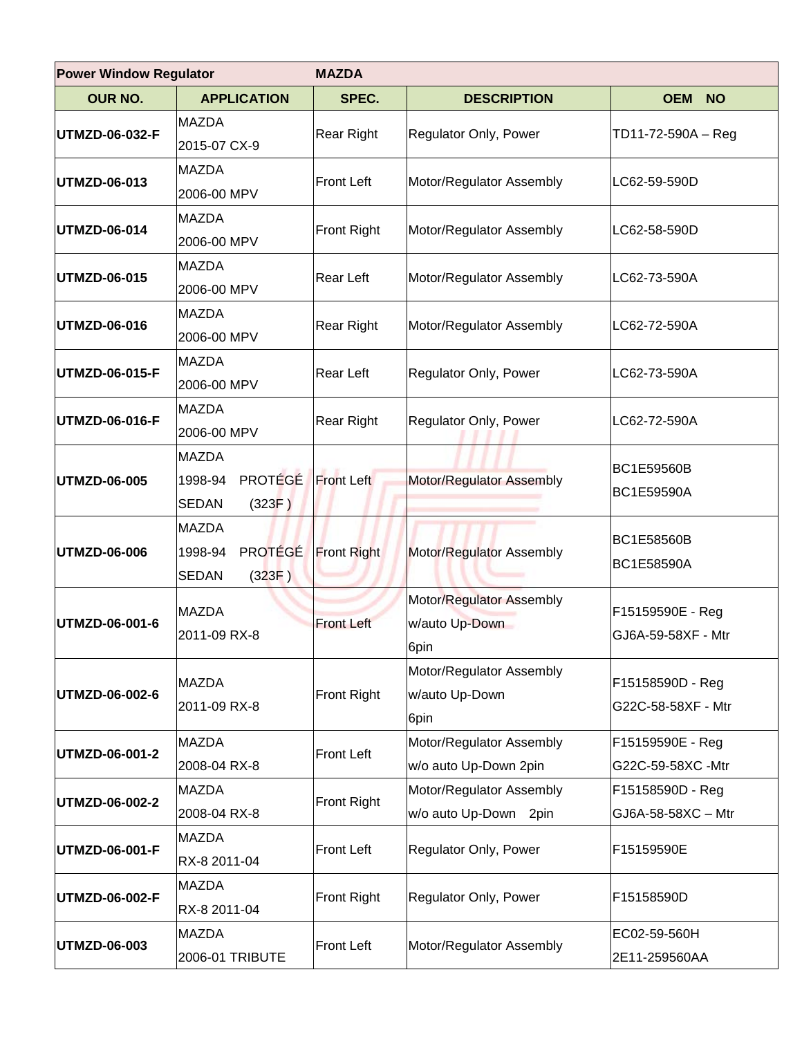| Power Window Regulator | MAZDA | | | |
|---|---|---|---|---|
| **OUR NO.** | **APPLICATION** | **SPEC.** | **DESCRIPTION** | **OEM NO** |
| **UTMZD-06-032-F** | MAZDA<br>2015-07 CX-9 | Rear Right | Regulator Only, Power | TD11-72-590A – Reg |
| **UTMZD-06-013** | MAZDA<br>2006-00 MPV | Front Left | Motor/Regulator Assembly | LC62-59-590D |
| **UTMZD-06-014** | MAZDA<br>2006-00 MPV | Front Right | Motor/Regulator Assembly | LC62-58-590D |
| **UTMZD-06-015** | MAZDA<br>2006-00 MPV | Rear Left | Motor/Regulator Assembly | LC62-73-590A |
| **UTMZD-06-016** | MAZDA<br>2006-00 MPV | Rear Right | Motor/Regulator Assembly | LC62-72-590A |
| **UTMZD-06-015-F** | MAZDA<br>2006-00 MPV | Rear Left | Regulator Only, Power | LC62-73-590A |
| **UTMZD-06-016-F** | MAZDA<br>2006-00 MPV | Rear Right | Regulator Only, Power | LC62-72-590A |
| **UTMZD-06-005** | MAZDA<br>1998-94 PROTÉGÉ SEDAN (323F ) | Front Left | Motor/Regulator Assembly | BC1E59560B<br>BC1E59590A |
| **UTMZD-06-006** | MAZDA<br>1998-94 PROTÉGÉ SEDAN (323F ) | Front Right | Motor/Regulator Assembly | BC1E58560B<br>BC1E58590A |
| **UTMZD-06-001-6** | MAZDA<br>2011-09 RX-8 | Front Left | Motor/Regulator Assembly<br>w/auto Up-Down<br>6pin | F15159590E - Reg<br>GJ6A-59-58XF - Mtr |
| **UTMZD-06-002-6** | MAZDA<br>2011-09 RX-8 | Front Right | Motor/Regulator Assembly<br>w/auto Up-Down<br>6pin | F15158590D - Reg<br>G22C-58-58XF - Mtr |
| **UTMZD-06-001-2** | MAZDA<br>2008-04 RX-8 | Front Left | Motor/Regulator Assembly<br>w/o auto Up-Down 2pin | F15159590E - Reg<br>G22C-59-58XC -Mtr |
| **UTMZD-06-002-2** | MAZDA<br>2008-04 RX-8 | Front Right | Motor/Regulator Assembly<br>w/o auto Up-Down 2pin | F15158590D - Reg<br>GJ6A-58-58XC – Mtr |
| **UTMZD-06-001-F** | MAZDA<br>RX-8 2011-04 | Front Left | Regulator Only, Power | F15159590E |
| **UTMZD-06-002-F** | MAZDA<br>RX-8 2011-04 | Front Right | Regulator Only, Power | F15158590D |
| **UTMZD-06-003** | MAZDA<br>2006-01 TRIBUTE | Front Left | Motor/Regulator Assembly | EC02-59-560H<br>2E11-259560AA |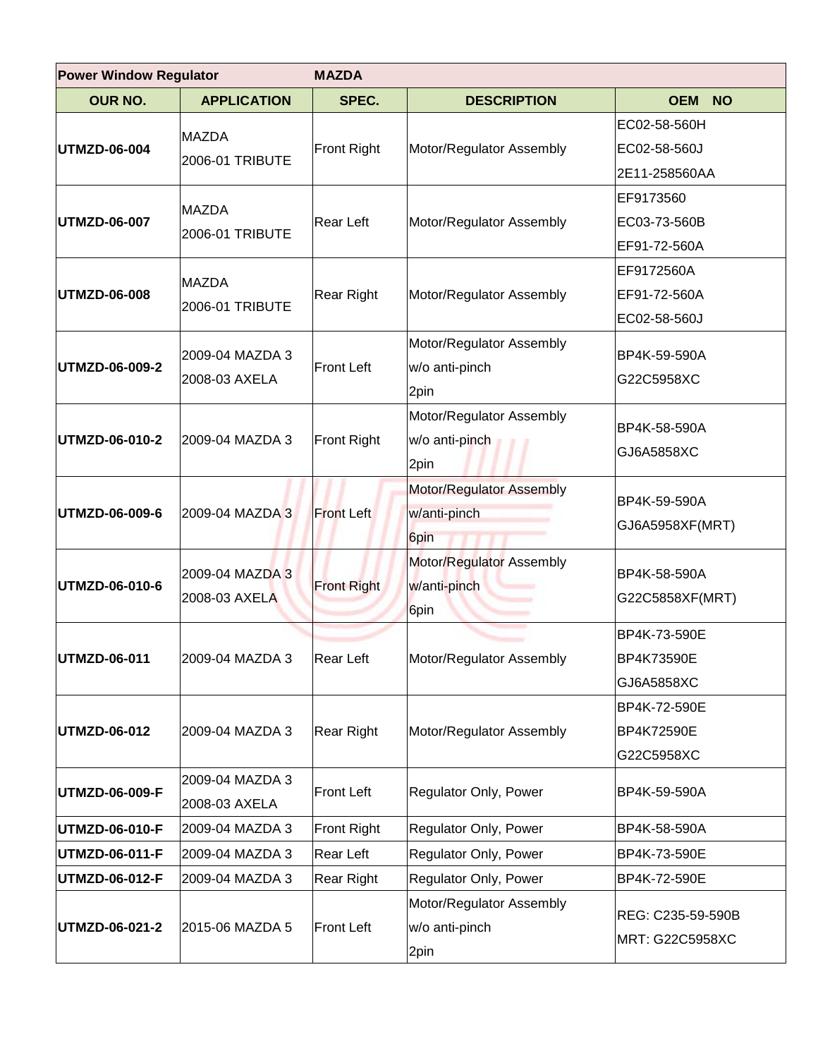| Power Window Regulator | | MAZDA | | |
|---|---|---|---|---|
| **OUR NO.** | **APPLICATION** | **SPEC.** | **DESCRIPTION** | **OEM NO** |
| **UTMZD-06-004** | MAZDA<br>2006-01 TRIBUTE | Front Right | Motor/Regulator Assembly | EC02-58-560H<br>EC02-58-560J<br>2E11-258560AA |
| **UTMZD-06-007** | MAZDA<br>2006-01 TRIBUTE | Rear Left | Motor/Regulator Assembly | EF9173560<br>EC03-73-560B<br>EF91-72-560A |
| **UTMZD-06-008** | MAZDA<br>2006-01 TRIBUTE | Rear Right | Motor/Regulator Assembly | EF9172560A<br>EF91-72-560A<br>EC02-58-560J |
| **UTMZD-06-009-2** | 2009-04 MAZDA 3<br>2008-03 AXELA | Front Left | Motor/Regulator Assembly<br>w/o anti-pinch<br>2pin | BP4K-59-590A<br>G22C5958XC |
| **UTMZD-06-010-2** | 2009-04 MAZDA 3 | Front Right | Motor/Regulator Assembly<br>w/o anti-pinch<br>2pin | BP4K-58-590A<br>GJ6A5858XC |
| **UTMZD-06-009-6** | 2009-04 MAZDA 3 | Front Left | Motor/Regulator Assembly<br>w/anti-pinch<br>6pin | BP4K-59-590A<br>GJ6A5958XF(MRT) |
| **UTMZD-06-010-6** | 2009-04 MAZDA 3<br>2008-03 AXELA | Front Right | Motor/Regulator Assembly<br>w/anti-pinch<br>6pin | BP4K-58-590A<br>G22C5858XF(MRT) |
| **UTMZD-06-011** | 2009-04 MAZDA 3 | Rear Left | Motor/Regulator Assembly | BP4K-73-590E<br>BP4K73590E<br>GJ6A5858XC |
| **UTMZD-06-012** | 2009-04 MAZDA 3 | Rear Right | Motor/Regulator Assembly | BP4K-72-590E<br>BP4K72590E<br>G22C5958XC |
| **UTMZD-06-009-F** | 2009-04 MAZDA 3<br>2008-03 AXELA | Front Left | Regulator Only, Power | BP4K-59-590A |
| **UTMZD-06-010-F** | 2009-04 MAZDA 3 | Front Right | Regulator Only, Power | BP4K-58-590A |
| **UTMZD-06-011-F** | 2009-04 MAZDA 3 | Rear Left | Regulator Only, Power | BP4K-73-590E |
| **UTMZD-06-012-F** | 2009-04 MAZDA 3 | Rear Right | Regulator Only, Power | BP4K-72-590E |
| **UTMZD-06-021-2** | 2015-06 MAZDA 5 | Front Left | Motor/Regulator Assembly<br>w/o anti-pinch<br>2pin | REG: C235-59-590B<br>MRT: G22C5958XC |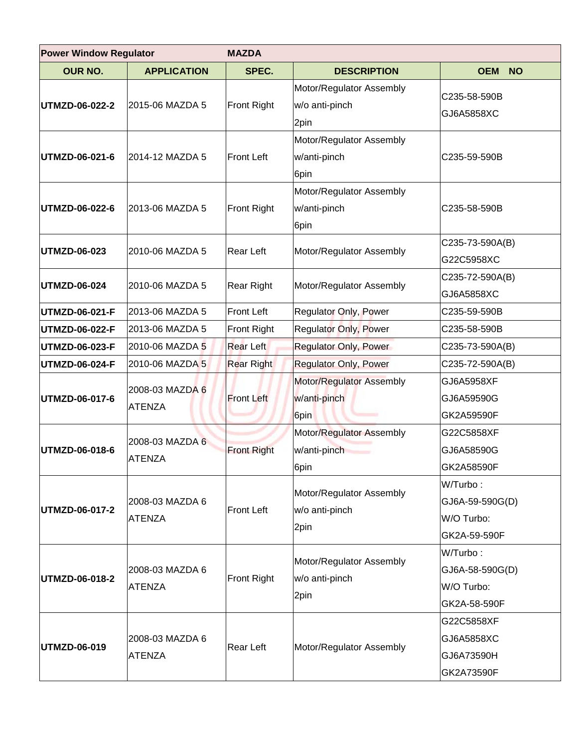| Power Window Regulator | MAZDA | | | |
|---|---|---|---|---|
| **OUR NO.** | **APPLICATION** | **SPEC.** | **DESCRIPTION** | **OEM NO** |
| **UTMZD-06-022-2** | 2015-06 MAZDA 5 | Front Right | Motor/Regulator Assembly<br>w/o anti-pinch<br>2pin | C235-58-590B<br>GJ6A5858XC |
| **UTMZD-06-021-6** | 2014-12 MAZDA 5 | Front Left | Motor/Regulator Assembly<br>w/anti-pinch<br>6pin | C235-59-590B |
| **UTMZD-06-022-6** | 2013-06 MAZDA 5 | Front Right | Motor/Regulator Assembly<br>w/anti-pinch<br>6pin | C235-58-590B |
| **UTMZD-06-023** | 2010-06 MAZDA 5 | Rear Left | Motor/Regulator Assembly | C235-73-590A(B)<br>G22C5958XC |
| **UTMZD-06-024** | 2010-06 MAZDA 5 | Rear Right | Motor/Regulator Assembly | C235-72-590A(B)<br>GJ6A5858XC |
| **UTMZD-06-021-F** | 2013-06 MAZDA 5 | Front Left | Regulator Only, Power | C235-59-590B |
| **UTMZD-06-022-F** | 2013-06 MAZDA 5 | Front Right | Regulator Only, Power | C235-58-590B |
| **UTMZD-06-023-F** | 2010-06 MAZDA 5 | Rear Left | Regulator Only, Power | C235-73-590A(B) |
| **UTMZD-06-024-F** | 2010-06 MAZDA 5 | Rear Right | Regulator Only, Power | C235-72-590A(B) |
| **UTMZD-06-017-6** | 2008-03 MAZDA 6<br>ATENZA | Front Left | Motor/Regulator Assembly<br>w/anti-pinch<br>6pin | GJ6A5958XF<br>GJ6A59590G<br>GK2A59590F |
| **UTMZD-06-018-6** | 2008-03 MAZDA 6<br>ATENZA | Front Right | Motor/Regulator Assembly<br>w/anti-pinch<br>6pin | G22C5858XF<br>GJ6A58590G<br>GK2A58590F |
| **UTMZD-06-017-2** | 2008-03 MAZDA 6<br>ATENZA | Front Left | Motor/Regulator Assembly<br>w/o anti-pinch<br>2pin | W/Turbo :<br>GJ6A-59-590G(D)<br>W/O Turbo:<br>GK2A-59-590F |
| **UTMZD-06-018-2** | 2008-03 MAZDA 6<br>ATENZA | Front Right | Motor/Regulator Assembly<br>w/o anti-pinch<br>2pin | W/Turbo :<br>GJ6A-58-590G(D)<br>W/O Turbo:<br>GK2A-58-590F |
| **UTMZD-06-019** | 2008-03 MAZDA 6<br>ATENZA | Rear Left | Motor/Regulator Assembly | G22C5858XF<br>GJ6A5858XC<br>GJ6A73590H<br>GK2A73590F |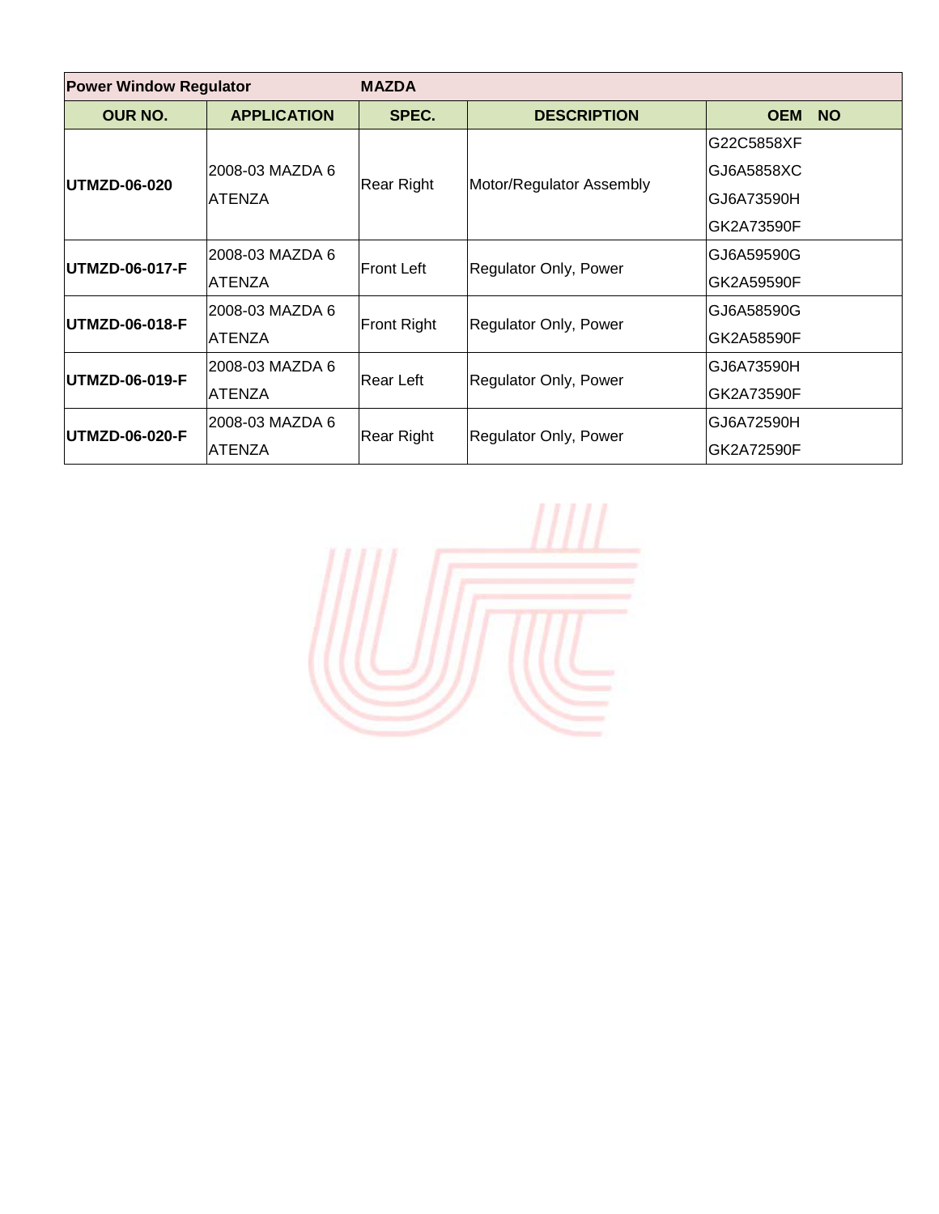| Power Window Regulator | | MAZDA | | |
| --- | --- | --- | --- | --- |
| **OUR NO.** | **APPLICATION** | **SPEC.** | **DESCRIPTION** | **OEM NO** |
| **UTMZD-06-020** | 2008-03 MAZDA 6 ATENZA | Rear Right | Motor/Regulator Assembly | G22C5858XF<br>GJ6A5858XC<br>GJ6A73590H<br>GK2A73590F |
| **UTMZD-06-017-F** | 2008-03 MAZDA 6 ATENZA | Front Left | Regulator Only, Power | GJ6A59590G<br>GK2A59590F |
| **UTMZD-06-018-F** | 2008-03 MAZDA 6 ATENZA | Front Right | Regulator Only, Power | GJ6A58590G<br>GK2A58590F |
| **UTMZD-06-019-F** | 2008-03 MAZDA 6 ATENZA | Rear Left | Regulator Only, Power | GJ6A73590H<br>GK2A73590F |
| **UTMZD-06-020-F** | 2008-03 MAZDA 6 ATENZA | Rear Right | Regulator Only, Power | GJ6A72590H<br>GK2A72590F |